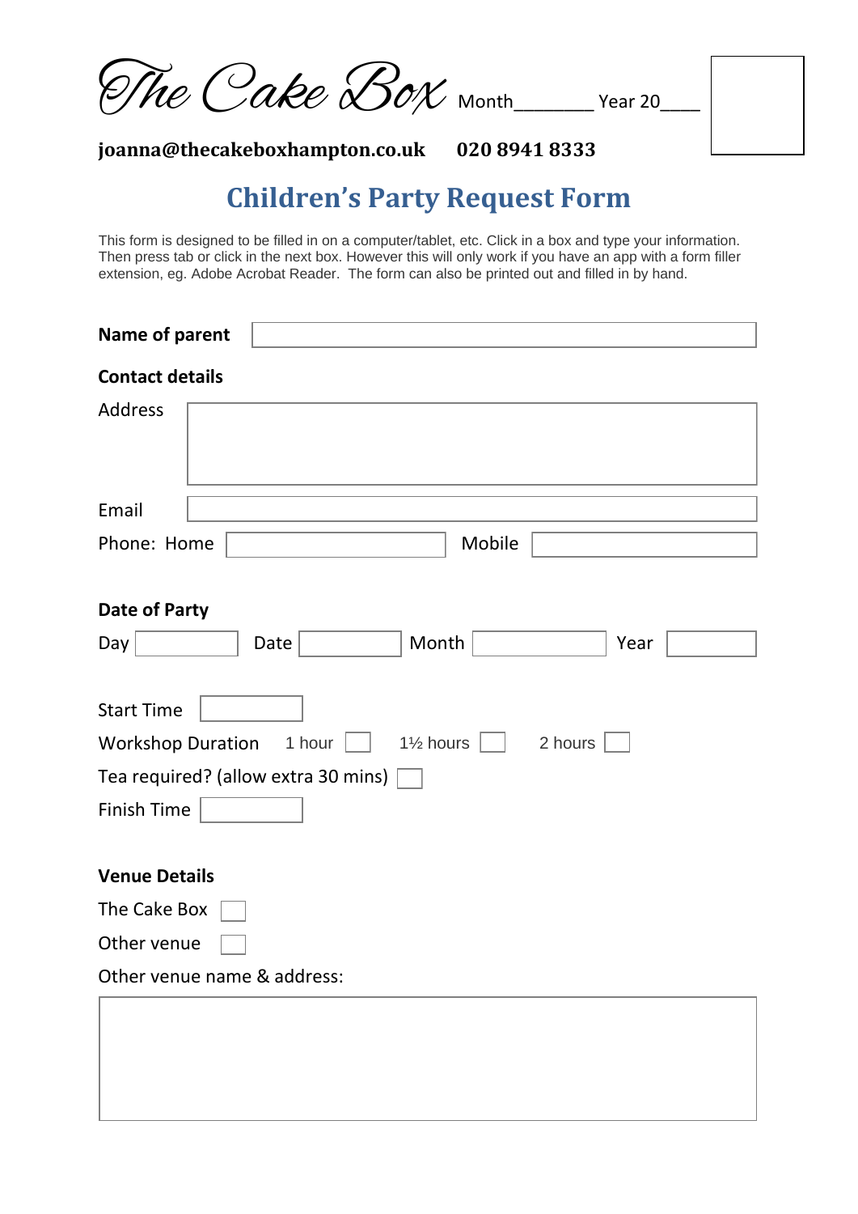# The Cake Box

Month________ Year 20____

**joanna@thecakeboxhampton.co.uk** **020 8941 8333**

## Children's Party Request Form

This form is designed to be filled in on a computer/tablet, etc. Click in a box and type your information. Then press tab or click in the next box. However this will only work if you have an app with a form filler extension, eg. Adobe Acrobat Reader. The form can also be printed out and filled in by hand.

**Name of parent** ____________________

**Contact details**

Address ____________________

Email ____________________

Phone: Home ____________________ Mobile ____________________

**Date of Party**

Day ________ Date ________ Month ________ Year ________

Start Time ________

Workshop Duration 1 hour ☐ 1½ hours ☐ 2 hours ☐

Tea required? (allow extra 30 mins) ☐

Finish Time ________

**Venue Details**

The Cake Box ☐

Other venue ☐

Other venue name & address:

____________________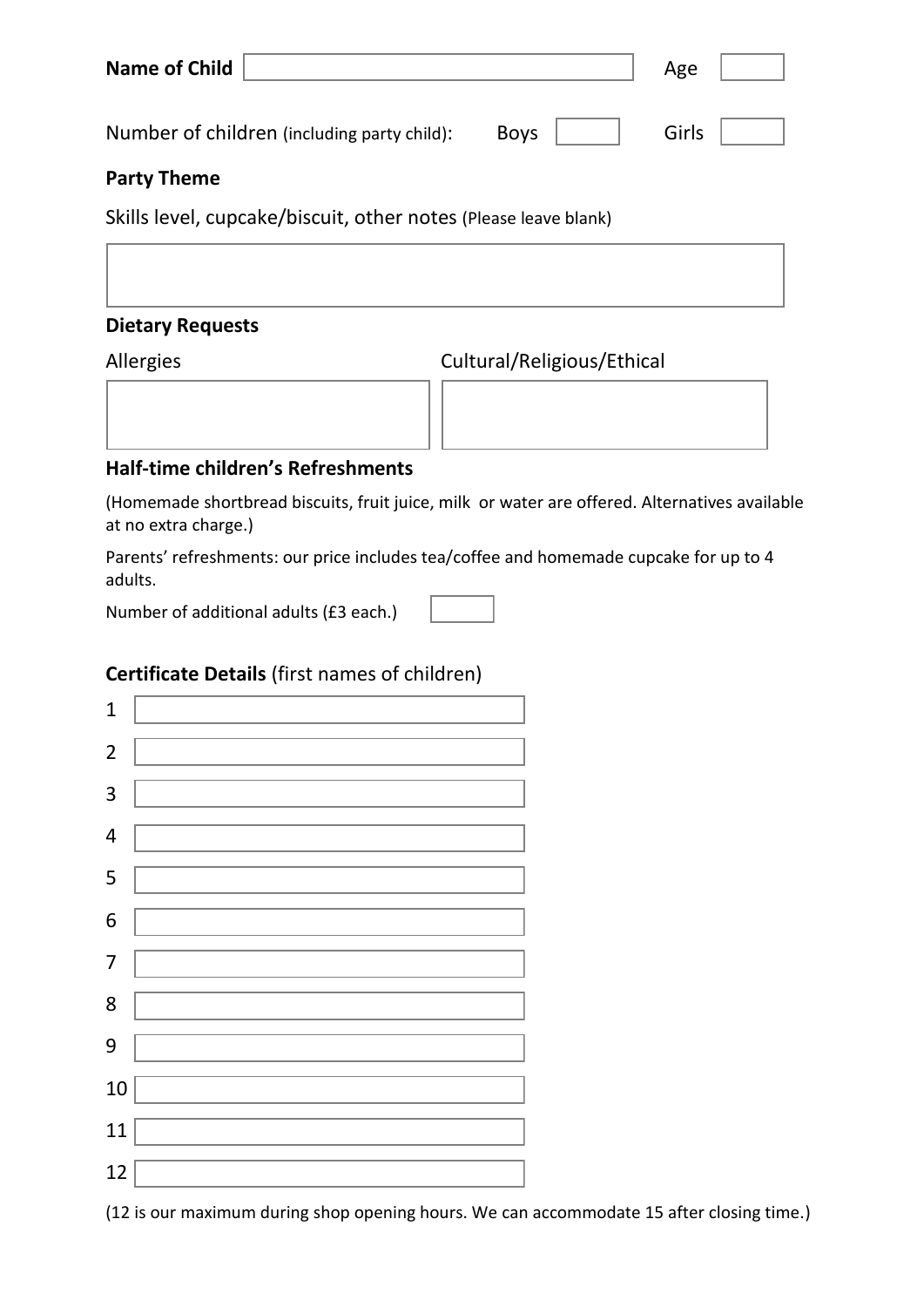**Name of Child** ______________________ Age ____

Number of children (including party child): Boys ____ Girls ____

**Party Theme**

Skills level, cupcake/biscuit, other notes (Please leave blank)

______________________

**Dietary Requests**

Allergies

______________________

Cultural/Religious/Ethical

______________________

**Half-time children's Refreshments**

(Homemade shortbread biscuits, fruit juice, milk or water are offered. Alternatives available at no extra charge.)

Parents' refreshments: our price includes tea/coffee and homemade cupcake for up to 4 adults.

Number of additional adults (£3 each.) ____

**Certificate Details** (first names of children)

1 ______________________

2 ______________________

3 ______________________

4 ______________________

5 ______________________

6 ______________________

7 ______________________

8 ______________________

9 ______________________

10 ______________________

11 ______________________

12 ______________________

(12 is our maximum during shop opening hours. We can accommodate 15 after closing time.)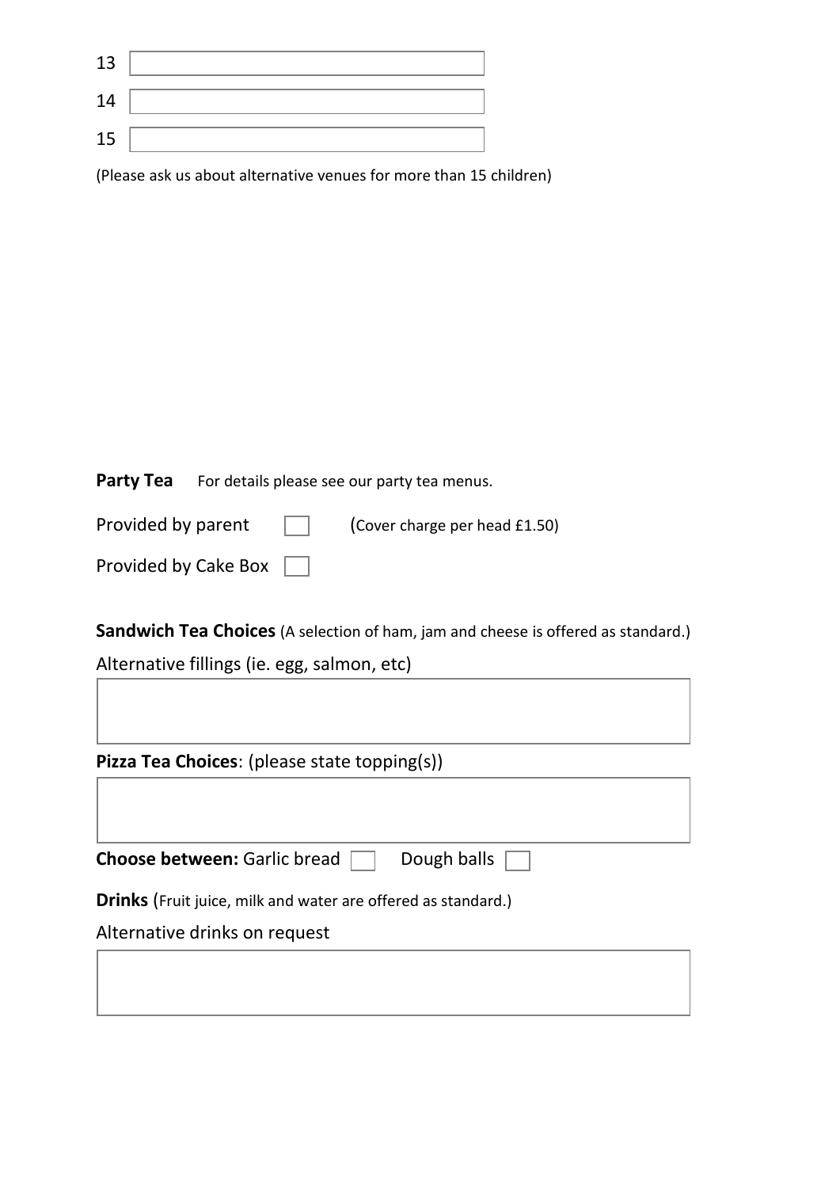13 

14 

15 

(Please ask us about alternative venues for more than 15 children)

**Party Tea** For details please see our party tea menus.

Provided by parent ☐ (Cover charge per head £1.50)

Provided by Cake Box ☐

**Sandwich Tea Choices** (A selection of ham, jam and cheese is offered as standard.)

Alternative fillings (ie. egg, salmon, etc)

**Pizza Tea Choices**: (please state topping(s))

**Choose between:** Garlic bread ☐ Dough balls ☐

**Drinks** (Fruit juice, milk and water are offered as standard.)

Alternative drinks on request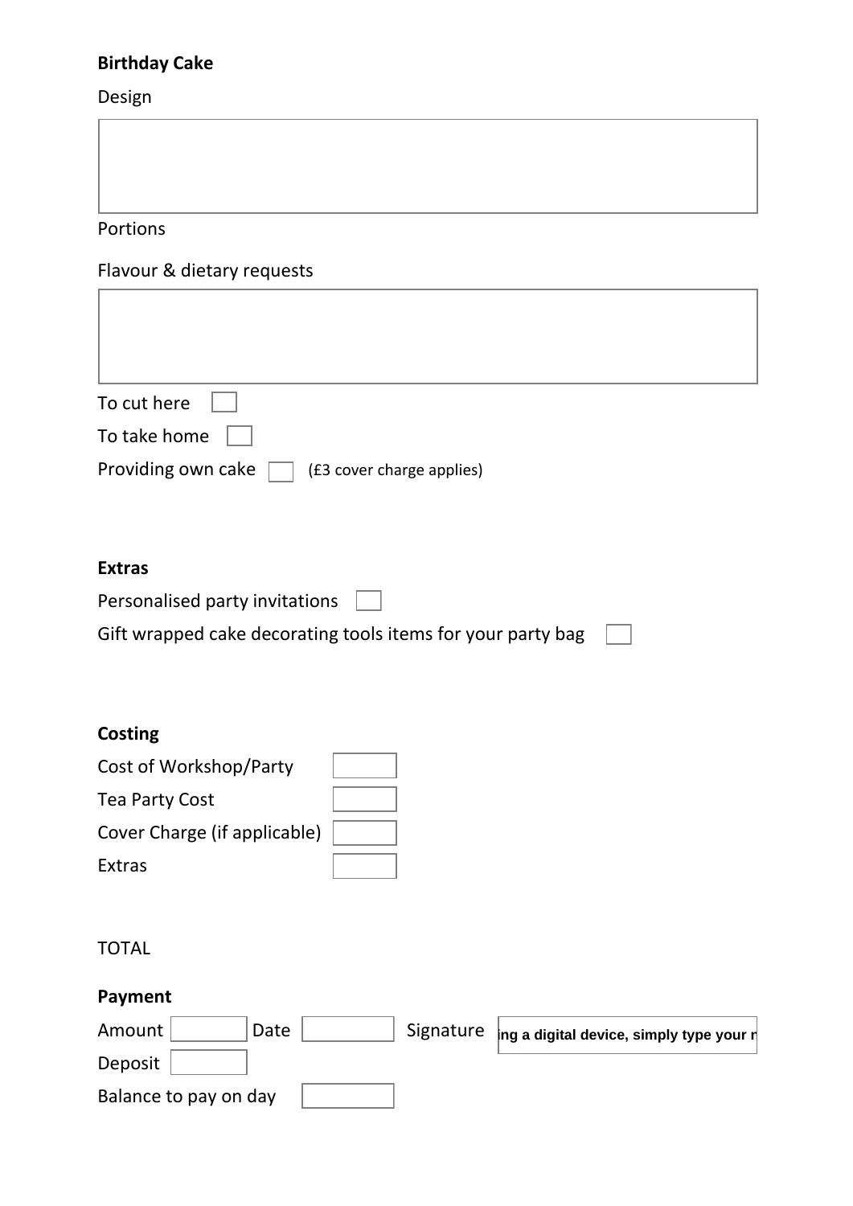**Birthday Cake**

Design

Portions

Flavour & dietary requests

To cut here ☐

To take home ☐

Providing own cake ☐ (£3 cover charge applies)

**Extras**

Personalised party invitations ☐

Gift wrapped cake decorating tools items for your party bag ☐

**Costing**

Cost of Workshop/Party

Tea Party Cost

Cover Charge (if applicable)

Extras

TOTAL

**Payment**

Amount Date Signature ing a digital device, simply type your r

Deposit

Balance to pay on day